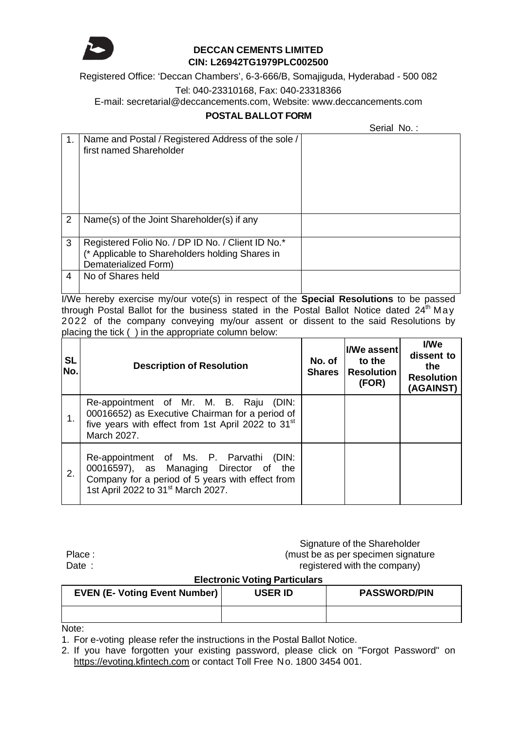# DECCAN CEMENTS LIMITED

**CIN: L26942TG1979PLC002500**

Registered Office: 'Deccan Chambers', 6-3-666/B, Somajiguda, Hyderabad - 500 082

Tel: 040-23310168, Fax: 040-23318366

E-mail: secretarial@deccancements.com, Website: www.deccancements.com

## POSTAL BALLOT FORM

Serial No. :

| | | |
|---|---|---|
| 1. | Name and Postal / Registered Address of the sole / first named Shareholder | |
| 2 | Name(s) of the Joint Shareholder(s) if any | |
| 3 | Registered Folio No. / DP ID No. / Client ID No.* (* Applicable to Shareholders holding Shares in Dematerialized Form) | |
| 4 | No of Shares held | |

I/We hereby exercise my/our vote(s) in respect of the **Special Resolutions** to be passed through Postal Ballot for the business stated in the Postal Ballot Notice dated 24th May 2022 of the company conveying my/our assent or dissent to the said Resolutions by placing the tick ( ) in the appropriate column below:

| SL No. | Description of Resolution | No. of Shares | I/We assent to the Resolution (FOR) | I/We dissent to the Resolution (AGAINST) |
|---|---|---|---|---|
| 1. | Re-appointment of Mr. M. B. Raju (DIN: 00016652) as Executive Chairman for a period of five years with effect from 1st April 2022 to 31st March 2027. | | | |
| 2. | Re-appointment of Ms. P. Parvathi (DIN: 00016597), as Managing Director of the Company for a period of 5 years with effect from 1st April 2022 to 31st March 2027. | | | |

Place :

Date :

Signature of the Shareholder
(must be as per specimen signature registered with the company)

**Electronic Voting Particulars**

| EVEN (E- Voting Event Number) | USER ID | PASSWORD/PIN |
|---|---|---|
| | | |

Note:

1. For e-voting please refer the instructions in the Postal Ballot Notice.
2. If you have forgotten your existing password, please click on "Forgot Password" on https://evoting.kfintech.com or contact Toll Free No. 1800 3454 001.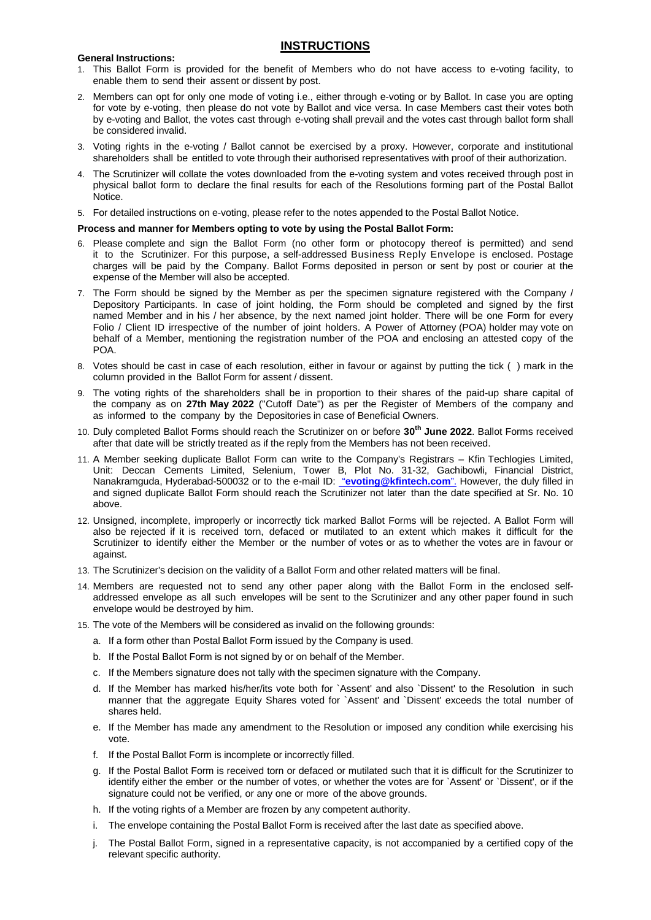## INSTRUCTIONS

**General Instructions:**

1. This Ballot Form is provided for the benefit of Members who do not have access to e-voting facility, to enable them to send their assent or dissent by post.
2. Members can opt for only one mode of voting i.e., either through e-voting or by Ballot. In case you are opting for vote by e-voting, then please do not vote by Ballot and vice versa. In case Members cast their votes both by e-voting and Ballot, the votes cast through e-voting shall prevail and the votes cast through ballot form shall be considered invalid.
3. Voting rights in the e-voting / Ballot cannot be exercised by a proxy. However, corporate and institutional shareholders shall be entitled to vote through their authorised representatives with proof of their authorization.
4. The Scrutinizer will collate the votes downloaded from the e-voting system and votes received through post in physical ballot form to declare the final results for each of the Resolutions forming part of the Postal Ballot Notice.
5. For detailed instructions on e-voting, please refer to the notes appended to the Postal Ballot Notice.

**Process and manner for Members opting to vote by using the Postal Ballot Form:**

6. Please complete and sign the Ballot Form (no other form or photocopy thereof is permitted) and send it to the Scrutinizer. For this purpose, a self-addressed Business Reply Envelope is enclosed. Postage charges will be paid by the Company. Ballot Forms deposited in person or sent by post or courier at the expense of the Member will also be accepted.
7. The Form should be signed by the Member as per the specimen signature registered with the Company / Depository Participants. In case of joint holding, the Form should be completed and signed by the first named Member and in his / her absence, by the next named joint holder. There will be one Form for every Folio / Client ID irrespective of the number of joint holders. A Power of Attorney (POA) holder may vote on behalf of a Member, mentioning the registration number of the POA and enclosing an attested copy of the POA.
8. Votes should be cast in case of each resolution, either in favour or against by putting the tick ( ) mark in the column provided in the Ballot Form for assent / dissent.
9. The voting rights of the shareholders shall be in proportion to their shares of the paid-up share capital of the company as on **27th May 2022** ("Cutoff Date") as per the Register of Members of the company and as informed to the company by the Depositories in case of Beneficial Owners.
10. Duly completed Ballot Forms should reach the Scrutinizer on or before **30th June 2022**. Ballot Forms received after that date will be strictly treated as if the reply from the Members has not been received.
11. A Member seeking duplicate Ballot Form can write to the Company's Registrars – Kfin Techlogies Limited, Unit: Deccan Cements Limited, Selenium, Tower B, Plot No. 31-32, Gachibowli, Financial District, Nanakramguda, Hyderabad-500032 or to the e-mail ID: "**evoting@kfintech.com**". However, the duly filled in and signed duplicate Ballot Form should reach the Scrutinizer not later than the date specified at Sr. No. 10 above.
12. Unsigned, incomplete, improperly or incorrectly tick marked Ballot Forms will be rejected. A Ballot Form will also be rejected if it is received torn, defaced or mutilated to an extent which makes it difficult for the Scrutinizer to identify either the Member or the number of votes or as to whether the votes are in favour or against.
13. The Scrutinizer's decision on the validity of a Ballot Form and other related matters will be final.
14. Members are requested not to send any other paper along with the Ballot Form in the enclosed self-addressed envelope as all such envelopes will be sent to the Scrutinizer and any other paper found in such envelope would be destroyed by him.
15. The vote of the Members will be considered as invalid on the following grounds:
    a. If a form other than Postal Ballot Form issued by the Company is used.
    b. If the Postal Ballot Form is not signed by or on behalf of the Member.
    c. If the Members signature does not tally with the specimen signature with the Company.
    d. If the Member has marked his/her/its vote both for `Assent' and also `Dissent' to the Resolution in such manner that the aggregate Equity Shares voted for `Assent' and `Dissent' exceeds the total number of shares held.
    e. If the Member has made any amendment to the Resolution or imposed any condition while exercising his vote.
    f. If the Postal Ballot Form is incomplete or incorrectly filled.
    g. If the Postal Ballot Form is received torn or defaced or mutilated such that it is difficult for the Scrutinizer to identify either the ember or the number of votes, or whether the votes are for `Assent' or `Dissent', or if the signature could not be verified, or any one or more of the above grounds.
    h. If the voting rights of a Member are frozen by any competent authority.
    i. The envelope containing the Postal Ballot Form is received after the last date as specified above.
    j. The Postal Ballot Form, signed in a representative capacity, is not accompanied by a certified copy of the relevant specific authority.